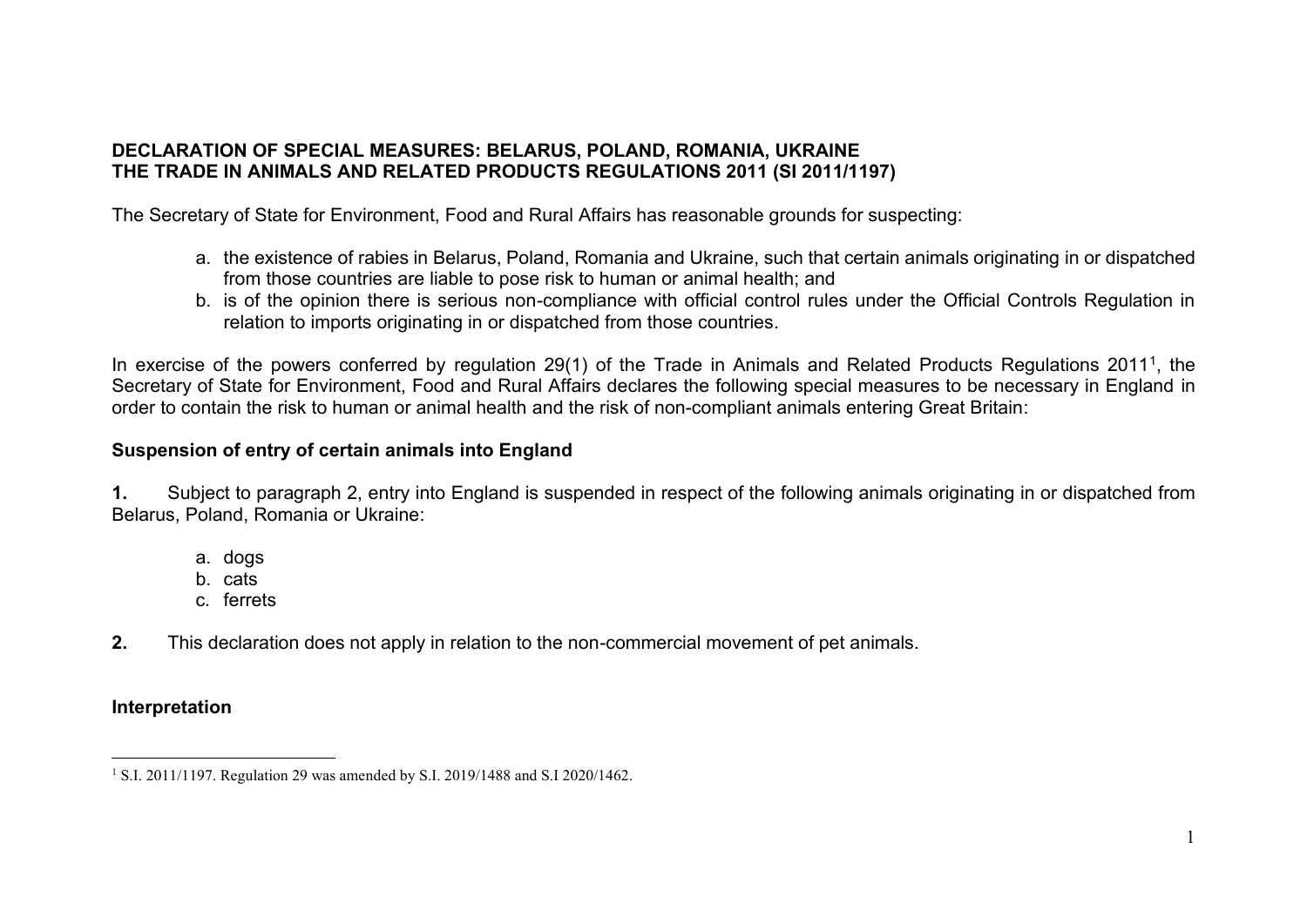**DECLARATION OF SPECIAL MEASURES: BELARUS, POLAND, ROMANIA, UKRAINE**
**THE TRADE IN ANIMALS AND RELATED PRODUCTS REGULATIONS 2011 (SI 2011/1197)**

The Secretary of State for Environment, Food and Rural Affairs has reasonable grounds for suspecting:

a. the existence of rabies in Belarus, Poland, Romania and Ukraine, such that certain animals originating in or dispatched from those countries are liable to pose risk to human or animal health; and
b. is of the opinion there is serious non-compliance with official control rules under the Official Controls Regulation in relation to imports originating in or dispatched from those countries.

In exercise of the powers conferred by regulation 29(1) of the Trade in Animals and Related Products Regulations 2011[1], the Secretary of State for Environment, Food and Rural Affairs declares the following special measures to be necessary in England in order to contain the risk to human or animal health and the risk of non-compliant animals entering Great Britain:

**Suspension of entry of certain animals into England**

**1.** Subject to paragraph 2, entry into England is suspended in respect of the following animals originating in or dispatched from Belarus, Poland, Romania or Ukraine:

a. dogs
b. cats
c. ferrets

**2.** This declaration does not apply in relation to the non-commercial movement of pet animals.

**Interpretation**

[1] S.I. 2011/1197. Regulation 29 was amended by S.I. 2019/1488 and S.I 2020/1462.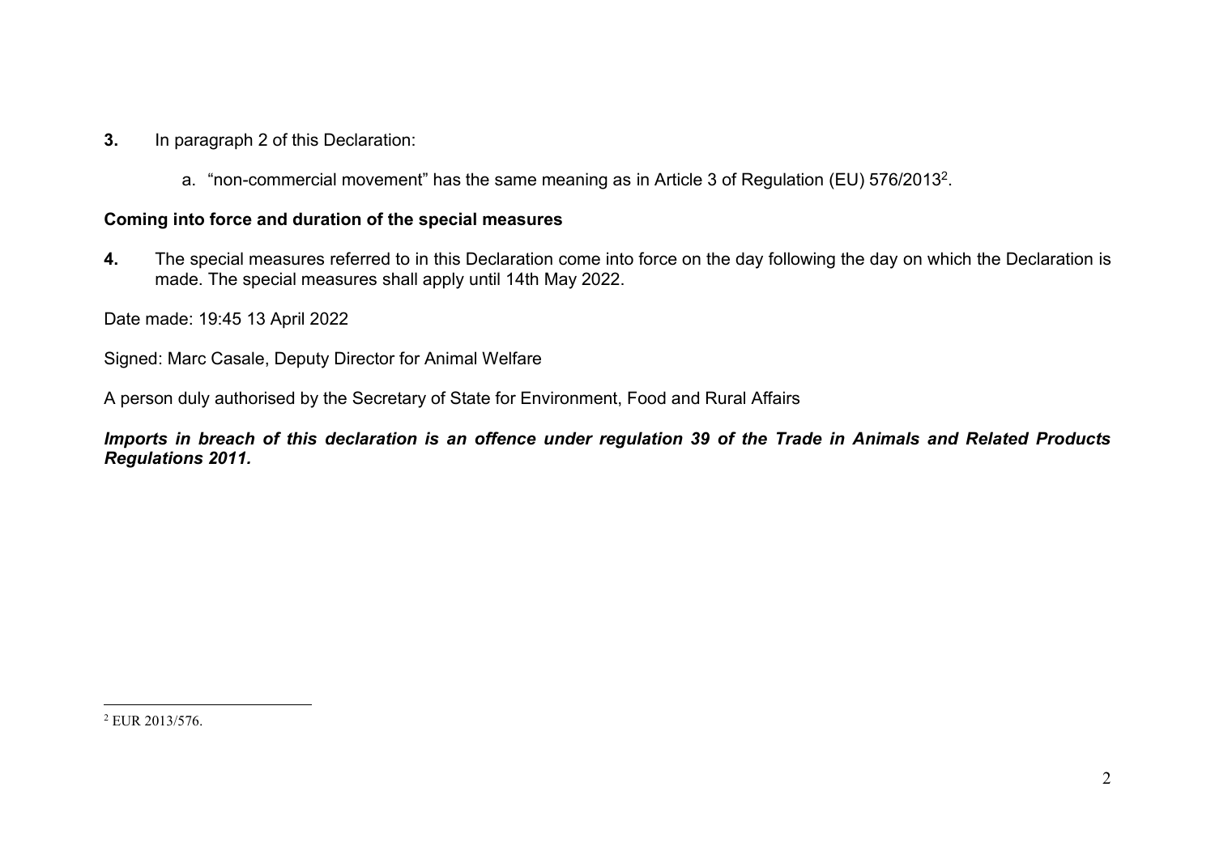**3.** In paragraph 2 of this Declaration:

a. "non-commercial movement" has the same meaning as in Article 3 of Regulation (EU) 576/2013[2].

**Coming into force and duration of the special measures**

**4.** The special measures referred to in this Declaration come into force on the day following the day on which the Declaration is made. The special measures shall apply until 14th May 2022.

Date made: 19:45 13 April 2022

Signed: Marc Casale, Deputy Director for Animal Welfare

A person duly authorised by the Secretary of State for Environment, Food and Rural Affairs

***Imports in breach of this declaration is an offence under regulation 39 of the Trade in Animals and Related Products Regulations 2011.***

[2] EUR 2013/576.